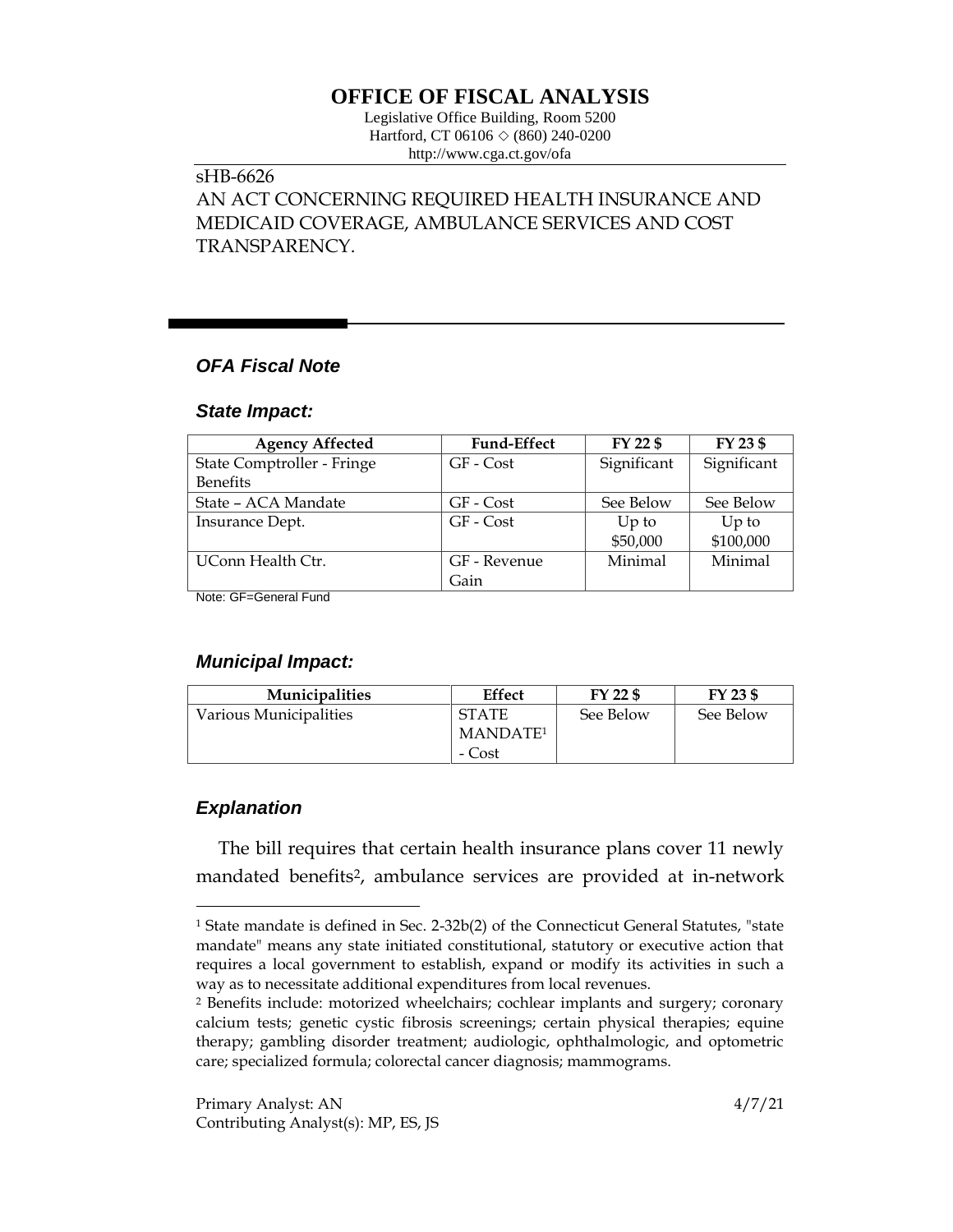# OFFICE OF FISCAL ANALYSIS

Legislative Office Building, Room 5200
Hartford, CT 06106 ◇ (860) 240-0200
http://www.cga.ct.gov/ofa

sHB-6626

AN ACT CONCERNING REQUIRED HEALTH INSURANCE AND MEDICAID COVERAGE, AMBULANCE SERVICES AND COST TRANSPARENCY.

## *OFA Fiscal Note*

### *State Impact:*

| Agency Affected | Fund-Effect | FY 22 $ | FY 23 $ |
|---|---|---|---|
| State Comptroller - Fringe Benefits | GF - Cost | Significant | Significant |
| State – ACA Mandate | GF - Cost | See Below | See Below |
| Insurance Dept. | GF - Cost | Up to $50,000 | Up to $100,000 |
| UConn Health Ctr. | GF - Revenue Gain | Minimal | Minimal |

Note: GF=General Fund

### *Municipal Impact:*

| Municipalities | Effect | FY 22 $ | FY 23 $ |
|---|---|---|---|
| Various Municipalities | STATE MANDATE[1] - Cost | See Below | See Below |

### *Explanation*

The bill requires that certain health insurance plans cover 11 newly mandated benefits[2], ambulance services are provided at in-network

[1] State mandate is defined in Sec. 2-32b(2) of the Connecticut General Statutes, "state mandate" means any state initiated constitutional, statutory or executive action that requires a local government to establish, expand or modify its activities in such a way as to necessitate additional expenditures from local revenues.

[2] Benefits include: motorized wheelchairs; cochlear implants and surgery; coronary calcium tests; genetic cystic fibrosis screenings; certain physical therapies; equine therapy; gambling disorder treatment; audiologic, ophthalmologic, and optometric care; specialized formula; colorectal cancer diagnosis; mammograms.

Primary Analyst: AN
Contributing Analyst(s): MP, ES, JS

4/7/21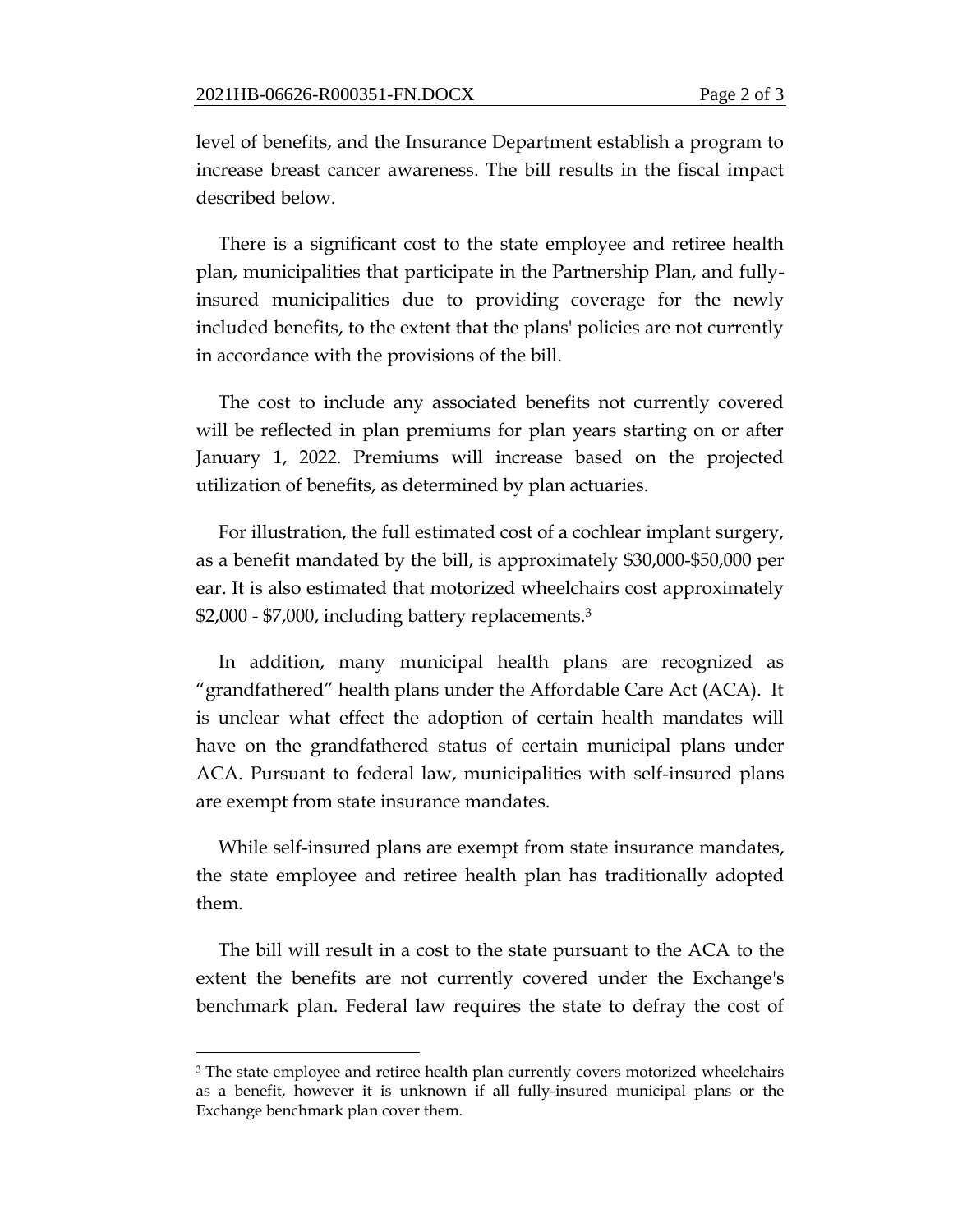level of benefits, and the Insurance Department establish a program to increase breast cancer awareness. The bill results in the fiscal impact described below.

There is a significant cost to the state employee and retiree health plan, municipalities that participate in the Partnership Plan, and fully-insured municipalities due to providing coverage for the newly included benefits, to the extent that the plans' policies are not currently in accordance with the provisions of the bill.

The cost to include any associated benefits not currently covered will be reflected in plan premiums for plan years starting on or after January 1, 2022. Premiums will increase based on the projected utilization of benefits, as determined by plan actuaries.

For illustration, the full estimated cost of a cochlear implant surgery, as a benefit mandated by the bill, is approximately $30,000-$50,000 per ear. It is also estimated that motorized wheelchairs cost approximately $2,000 - $7,000, including battery replacements.[3]

In addition, many municipal health plans are recognized as "grandfathered" health plans under the Affordable Care Act (ACA). It is unclear what effect the adoption of certain health mandates will have on the grandfathered status of certain municipal plans under ACA. Pursuant to federal law, municipalities with self-insured plans are exempt from state insurance mandates.

While self-insured plans are exempt from state insurance mandates, the state employee and retiree health plan has traditionally adopted them.

The bill will result in a cost to the state pursuant to the ACA to the extent the benefits are not currently covered under the Exchange's benchmark plan. Federal law requires the state to defray the cost of

---

[3] The state employee and retiree health plan currently covers motorized wheelchairs as a benefit, however it is unknown if all fully-insured municipal plans or the Exchange benchmark plan cover them.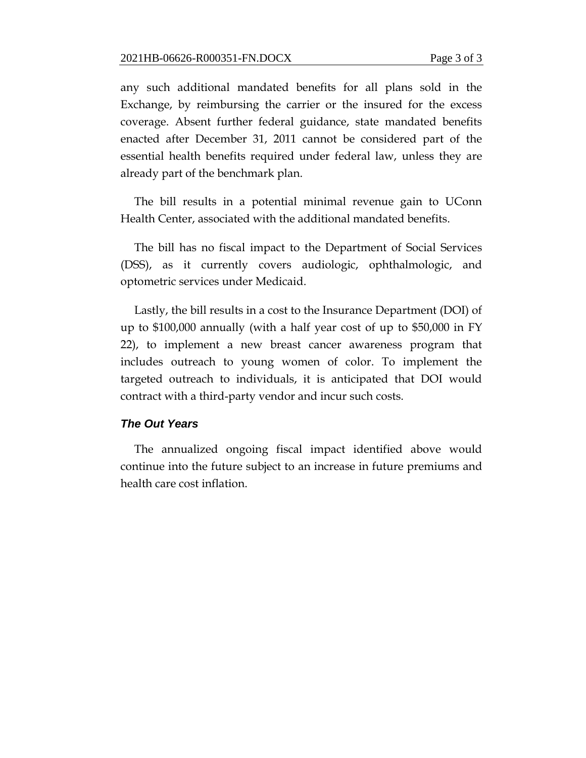any such additional mandated benefits for all plans sold in the Exchange, by reimbursing the carrier or the insured for the excess coverage. Absent further federal guidance, state mandated benefits enacted after December 31, 2011 cannot be considered part of the essential health benefits required under federal law, unless they are already part of the benchmark plan.

The bill results in a potential minimal revenue gain to UConn Health Center, associated with the additional mandated benefits.

The bill has no fiscal impact to the Department of Social Services (DSS), as it currently covers audiologic, ophthalmologic, and optometric services under Medicaid.

Lastly, the bill results in a cost to the Insurance Department (DOI) of up to $100,000 annually (with a half year cost of up to $50,000 in FY 22), to implement a new breast cancer awareness program that includes outreach to young women of color. To implement the targeted outreach to individuals, it is anticipated that DOI would contract with a third-party vendor and incur such costs.

### *The Out Years*

The annualized ongoing fiscal impact identified above would continue into the future subject to an increase in future premiums and health care cost inflation.